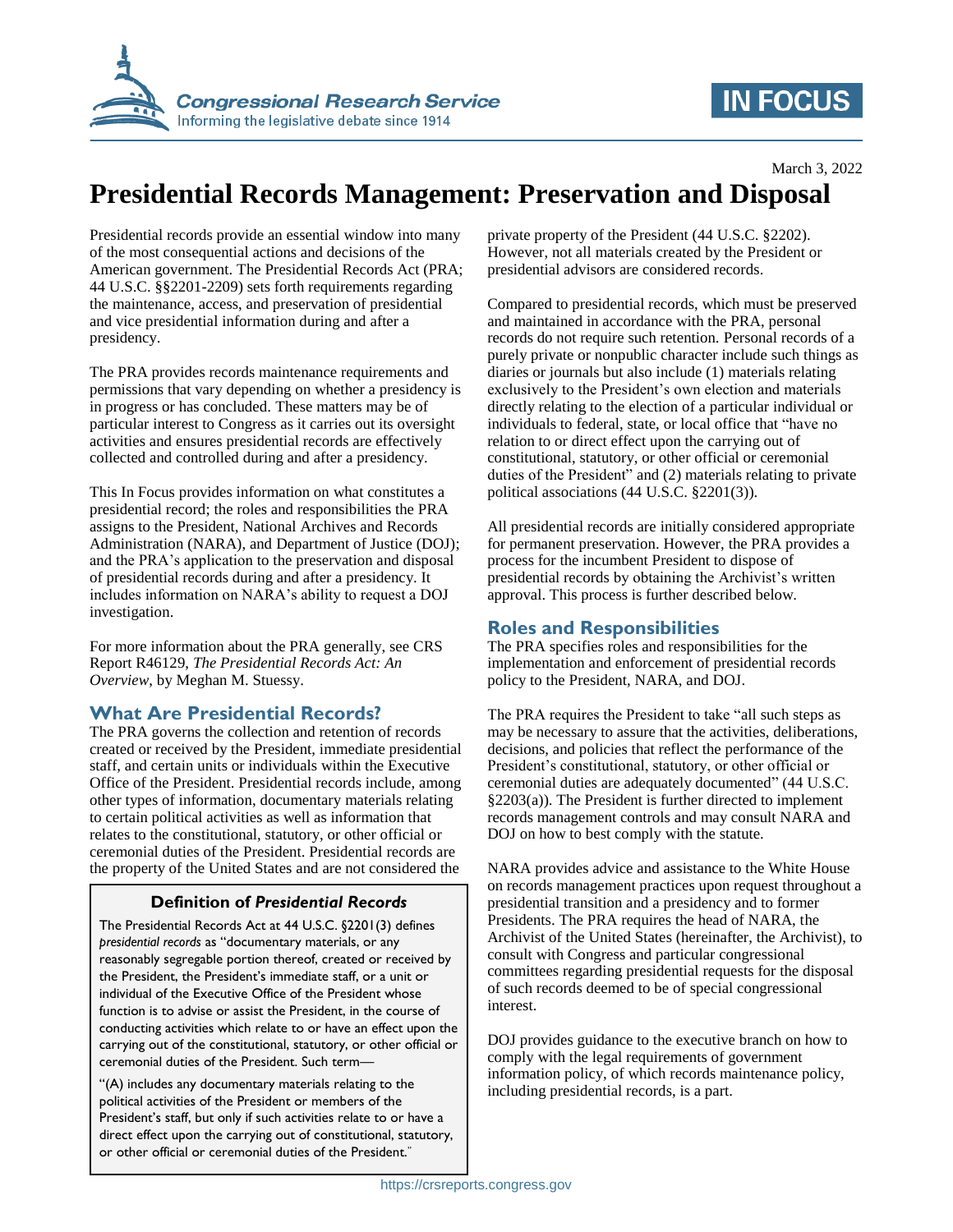March 3, 2022

# Presidential Records Management: Preservation and Disposal

Presidential records provide an essential window into many of the most consequential actions and decisions of the American government. The Presidential Records Act (PRA; 44 U.S.C. §§2201-2209) sets forth requirements regarding the maintenance, access, and preservation of presidential and vice presidential information during and after a presidency.

The PRA provides records maintenance requirements and permissions that vary depending on whether a presidency is in progress or has concluded. These matters may be of particular interest to Congress as it carries out its oversight activities and ensures presidential records are effectively collected and controlled during and after a presidency.

This In Focus provides information on what constitutes a presidential record; the roles and responsibilities the PRA assigns to the President, National Archives and Records Administration (NARA), and Department of Justice (DOJ); and the PRA's application to the preservation and disposal of presidential records during and after a presidency. It includes information on NARA's ability to request a DOJ investigation.

For more information about the PRA generally, see CRS Report R46129, *The Presidential Records Act: An Overview*, by Meghan M. Stuessy.

## What Are Presidential Records?

The PRA governs the collection and retention of records created or received by the President, immediate presidential staff, and certain units or individuals within the Executive Office of the President. Presidential records include, among other types of information, documentary materials relating to certain political activities as well as information that relates to the constitutional, statutory, or other official or ceremonial duties of the President. Presidential records are the property of the United States and are not considered the private property of the President (44 U.S.C. §2202). However, not all materials created by the President or presidential advisors are considered records.

> **Definition of *Presidential Records***
>
> The Presidential Records Act at 44 U.S.C. §2201(3) defines *presidential records* as "documentary materials, or any reasonably segregable portion thereof, created or received by the President, the President's immediate staff, or a unit or individual of the Executive Office of the President whose function is to advise or assist the President, in the course of conducting activities which relate to or have an effect upon the carrying out of the constitutional, statutory, or other official or ceremonial duties of the President. Such term—
>
> "(A) includes any documentary materials relating to the political activities of the President or members of the President's staff, but only if such activities relate to or have a direct effect upon the carrying out of constitutional, statutory, or other official or ceremonial duties of the President."

Compared to presidential records, which must be preserved and maintained in accordance with the PRA, personal records do not require such retention. Personal records of a purely private or nonpublic character include such things as diaries or journals but also include (1) materials relating exclusively to the President's own election and materials directly relating to the election of a particular individual or individuals to federal, state, or local office that "have no relation to or direct effect upon the carrying out of constitutional, statutory, or other official or ceremonial duties of the President" and (2) materials relating to private political associations (44 U.S.C. §2201(3)).

All presidential records are initially considered appropriate for permanent preservation. However, the PRA provides a process for the incumbent President to dispose of presidential records by obtaining the Archivist's written approval. This process is further described below.

## Roles and Responsibilities

The PRA specifies roles and responsibilities for the implementation and enforcement of presidential records policy to the President, NARA, and DOJ.

The PRA requires the President to take "all such steps as may be necessary to assure that the activities, deliberations, decisions, and policies that reflect the performance of the President's constitutional, statutory, or other official or ceremonial duties are adequately documented" (44 U.S.C. §2203(a)). The President is further directed to implement records management controls and may consult NARA and DOJ on how to best comply with the statute.

NARA provides advice and assistance to the White House on records management practices upon request throughout a presidential transition and a presidency and to former Presidents. The PRA requires the head of NARA, the Archivist of the United States (hereinafter, the Archivist), to consult with Congress and particular congressional committees regarding presidential requests for the disposal of such records deemed to be of special congressional interest.

DOJ provides guidance to the executive branch on how to comply with the legal requirements of government information policy, of which records maintenance policy, including presidential records, is a part.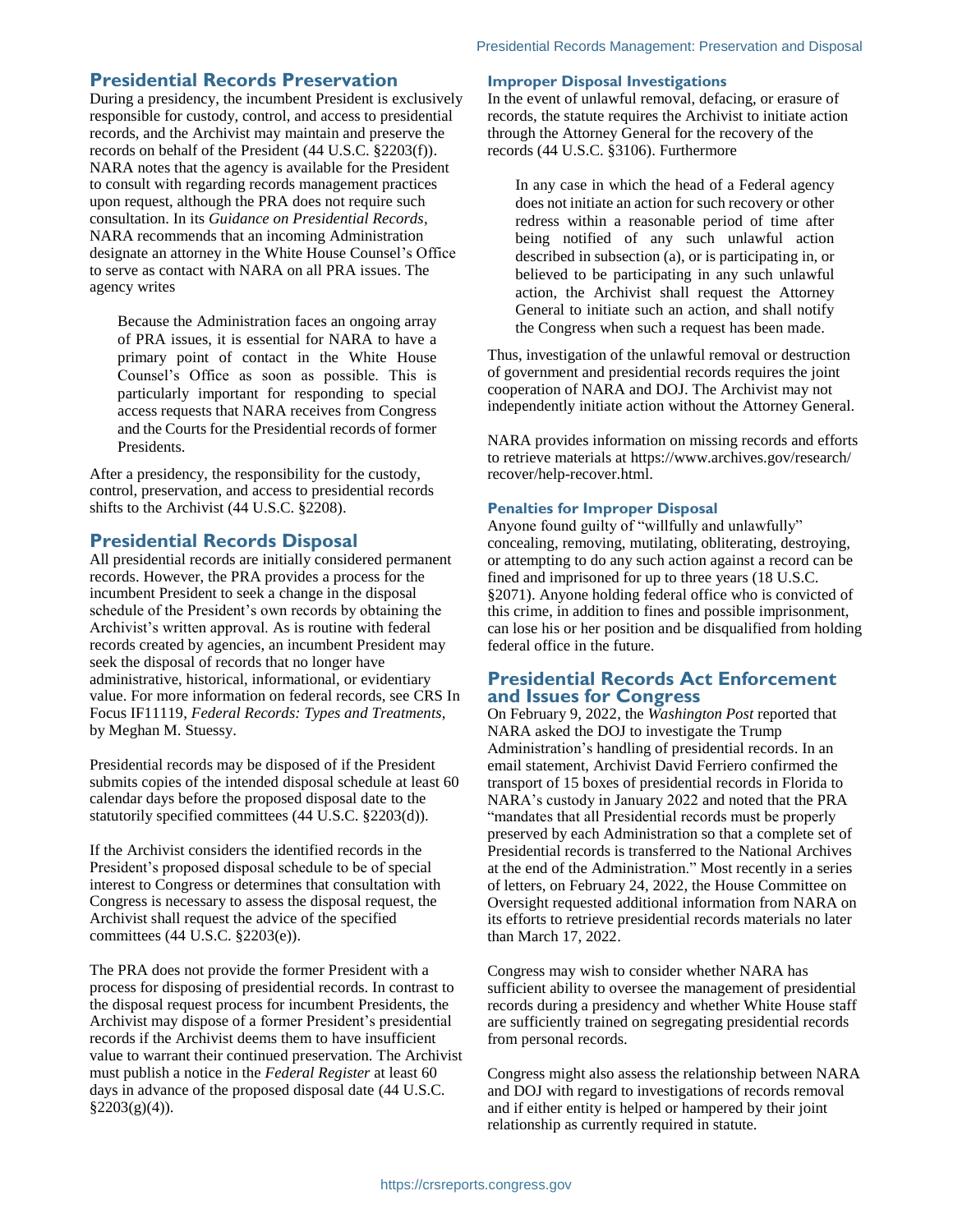## Presidential Records Preservation

During a presidency, the incumbent President is exclusively responsible for custody, control, and access to presidential records, and the Archivist may maintain and preserve the records on behalf of the President (44 U.S.C. §2203(f)). NARA notes that the agency is available for the President to consult with regarding records management practices upon request, although the PRA does not require such consultation. In its *Guidance on Presidential Records*, NARA recommends that an incoming Administration designate an attorney in the White House Counsel's Office to serve as contact with NARA on all PRA issues. The agency writes

> Because the Administration faces an ongoing array of PRA issues, it is essential for NARA to have a primary point of contact in the White House Counsel's Office as soon as possible. This is particularly important for responding to special access requests that NARA receives from Congress and the Courts for the Presidential records of former Presidents.

After a presidency, the responsibility for the custody, control, preservation, and access to presidential records shifts to the Archivist (44 U.S.C. §2208).

## Presidential Records Disposal

All presidential records are initially considered permanent records. However, the PRA provides a process for the incumbent President to seek a change in the disposal schedule of the President's own records by obtaining the Archivist's written approval. As is routine with federal records created by agencies, an incumbent President may seek the disposal of records that no longer have administrative, historical, informational, or evidentiary value. For more information on federal records, see CRS In Focus IF11119, *Federal Records: Types and Treatments*, by Meghan M. Stuessy.

Presidential records may be disposed of if the President submits copies of the intended disposal schedule at least 60 calendar days before the proposed disposal date to the statutorily specified committees (44 U.S.C. §2203(d)).

If the Archivist considers the identified records in the President's proposed disposal schedule to be of special interest to Congress or determines that consultation with Congress is necessary to assess the disposal request, the Archivist shall request the advice of the specified committees (44 U.S.C. §2203(e)).

The PRA does not provide the former President with a process for disposing of presidential records. In contrast to the disposal request process for incumbent Presidents, the Archivist may dispose of a former President's presidential records if the Archivist deems them to have insufficient value to warrant their continued preservation. The Archivist must publish a notice in the *Federal Register* at least 60 days in advance of the proposed disposal date (44 U.S.C. §2203(g)(4)).

### Improper Disposal Investigations

In the event of unlawful removal, defacing, or erasure of records, the statute requires the Archivist to initiate action through the Attorney General for the recovery of the records (44 U.S.C. §3106). Furthermore

> In any case in which the head of a Federal agency does not initiate an action for such recovery or other redress within a reasonable period of time after being notified of any such unlawful action described in subsection (a), or is participating in, or believed to be participating in any such unlawful action, the Archivist shall request the Attorney General to initiate such an action, and shall notify the Congress when such a request has been made.

Thus, investigation of the unlawful removal or destruction of government and presidential records requires the joint cooperation of NARA and DOJ. The Archivist may not independently initiate action without the Attorney General.

NARA provides information on missing records and efforts to retrieve materials at https://www.archives.gov/research/recover/help-recover.html.

### Penalties for Improper Disposal

Anyone found guilty of "willfully and unlawfully" concealing, removing, mutilating, obliterating, destroying, or attempting to do any such action against a record can be fined and imprisoned for up to three years (18 U.S.C. §2071). Anyone holding federal office who is convicted of this crime, in addition to fines and possible imprisonment, can lose his or her position and be disqualified from holding federal office in the future.

## Presidential Records Act Enforcement and Issues for Congress

On February 9, 2022, the *Washington Post* reported that NARA asked the DOJ to investigate the Trump Administration's handling of presidential records. In an email statement, Archivist David Ferriero confirmed the transport of 15 boxes of presidential records in Florida to NARA's custody in January 2022 and noted that the PRA "mandates that all Presidential records must be properly preserved by each Administration so that a complete set of Presidential records is transferred to the National Archives at the end of the Administration." Most recently in a series of letters, on February 24, 2022, the House Committee on Oversight requested additional information from NARA on its efforts to retrieve presidential records materials no later than March 17, 2022.

Congress may wish to consider whether NARA has sufficient ability to oversee the management of presidential records during a presidency and whether White House staff are sufficiently trained on segregating presidential records from personal records.

Congress might also assess the relationship between NARA and DOJ with regard to investigations of records removal and if either entity is helped or hampered by their joint relationship as currently required in statute.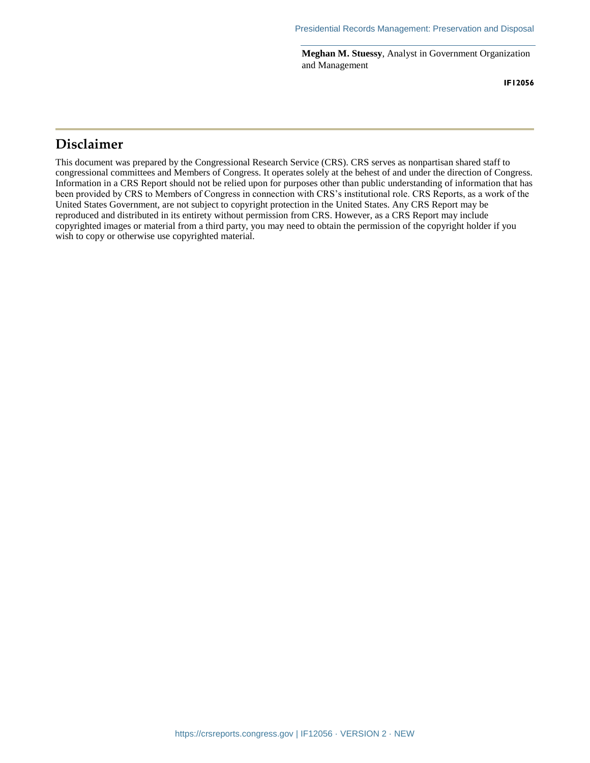**Meghan M. Stuessy**, Analyst in Government Organization and Management

**IF12056**

## Disclaimer

This document was prepared by the Congressional Research Service (CRS). CRS serves as nonpartisan shared staff to congressional committees and Members of Congress. It operates solely at the behest of and under the direction of Congress. Information in a CRS Report should not be relied upon for purposes other than public understanding of information that has been provided by CRS to Members of Congress in connection with CRS's institutional role. CRS Reports, as a work of the United States Government, are not subject to copyright protection in the United States. Any CRS Report may be reproduced and distributed in its entirety without permission from CRS. However, as a CRS Report may include copyrighted images or material from a third party, you may need to obtain the permission of the copyright holder if you wish to copy or otherwise use copyrighted material.